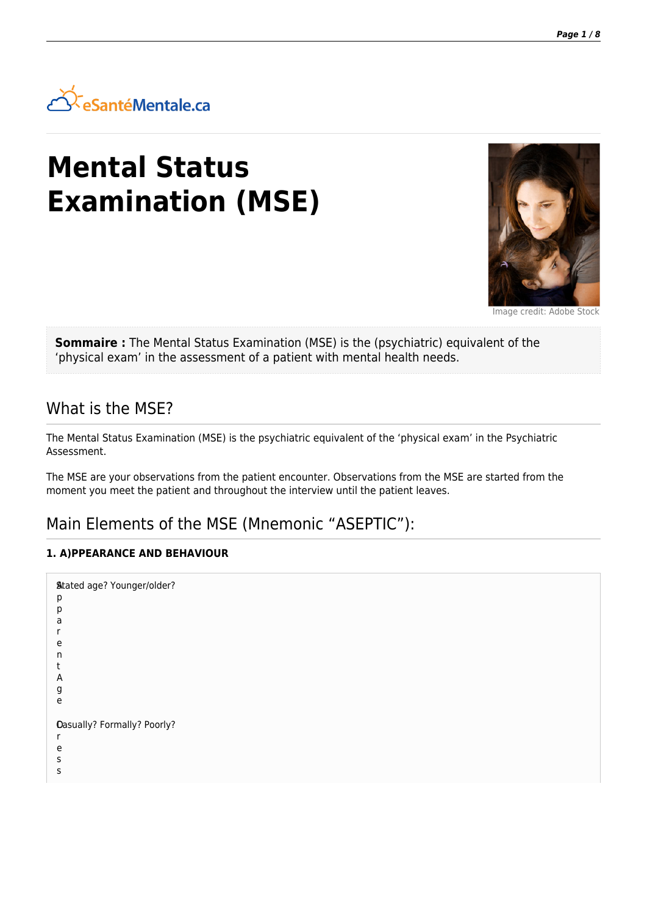# Mental Status Examination (MSE)

Image credit: Adobe Stock

**Sommaire :** The Mental Status Examination (MSE) is the (psychiatric) equivalent of the ‘physical exam’ in the assessment of a patient with mental health needs.

## What is the MSE?

The Mental Status Examination (MSE) is the psychiatric equivalent of the ‘physical exam’ in the Psychiatric Assessment.

The MSE are your observations from the patient encounter. Observations from the MSE are started from the moment you meet the patient and throughout the interview until the patient leaves.

## Main Elements of the MSE (Mnemonic “ASEPTIC”):

#### 1. A)PPEARANCE AND BEHAVIOUR

| | |
|---|---|
| Apparent Age | Stated age? Younger/older? |
| Dress | Casually? Formally? Poorly? |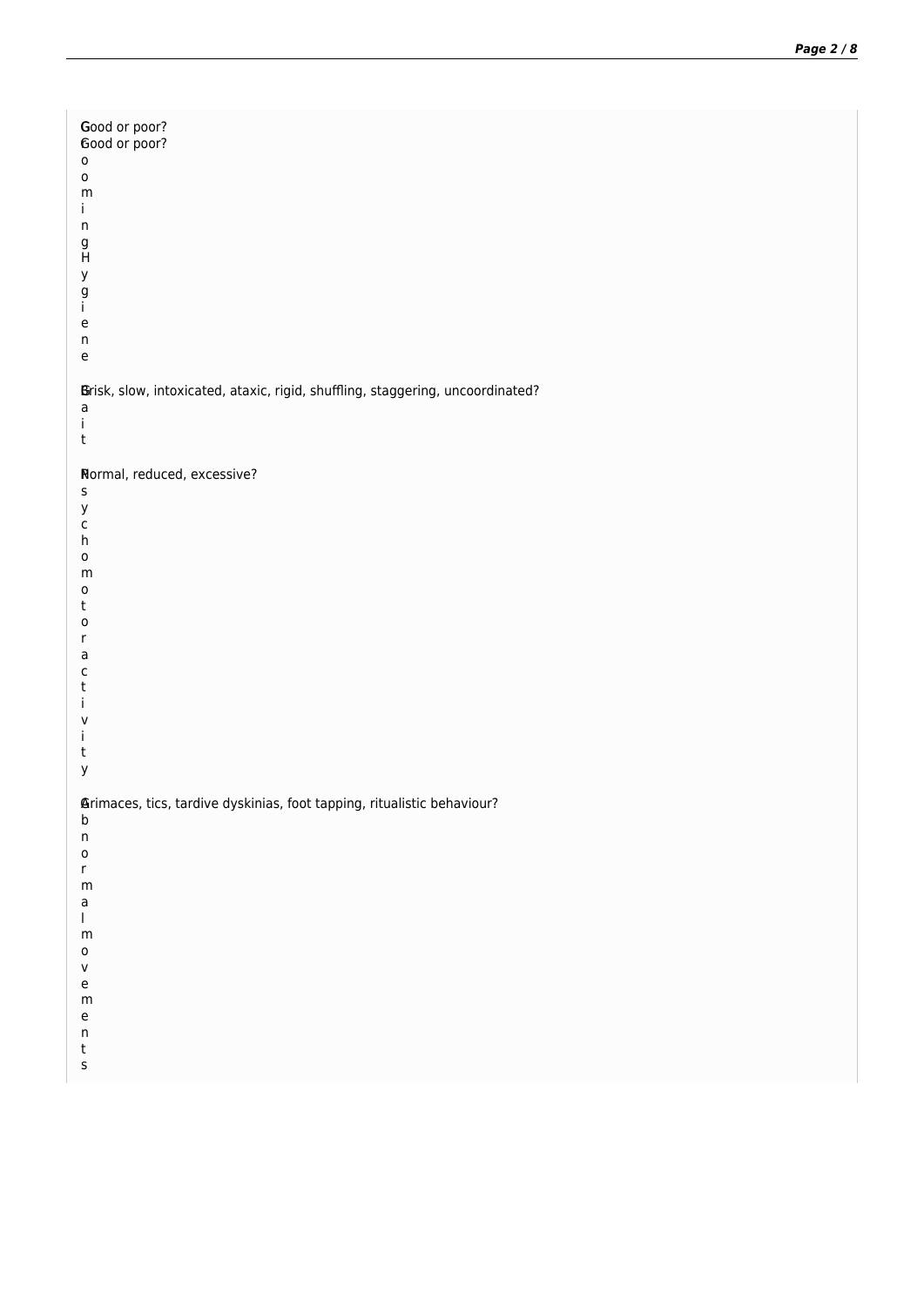| | |
|---|---|
| Grooming Hygiene | Good or poor?<br>Good or poor? |
| Gait | Brisk, slow, intoxicated, ataxic, rigid, shuffling, staggering, uncoordinated? |
| Psychomotor activity | Normal, reduced, excessive? |
| Abnormal movements | Grimaces, tics, tardive dyskinias, foot tapping, ritualistic behaviour? |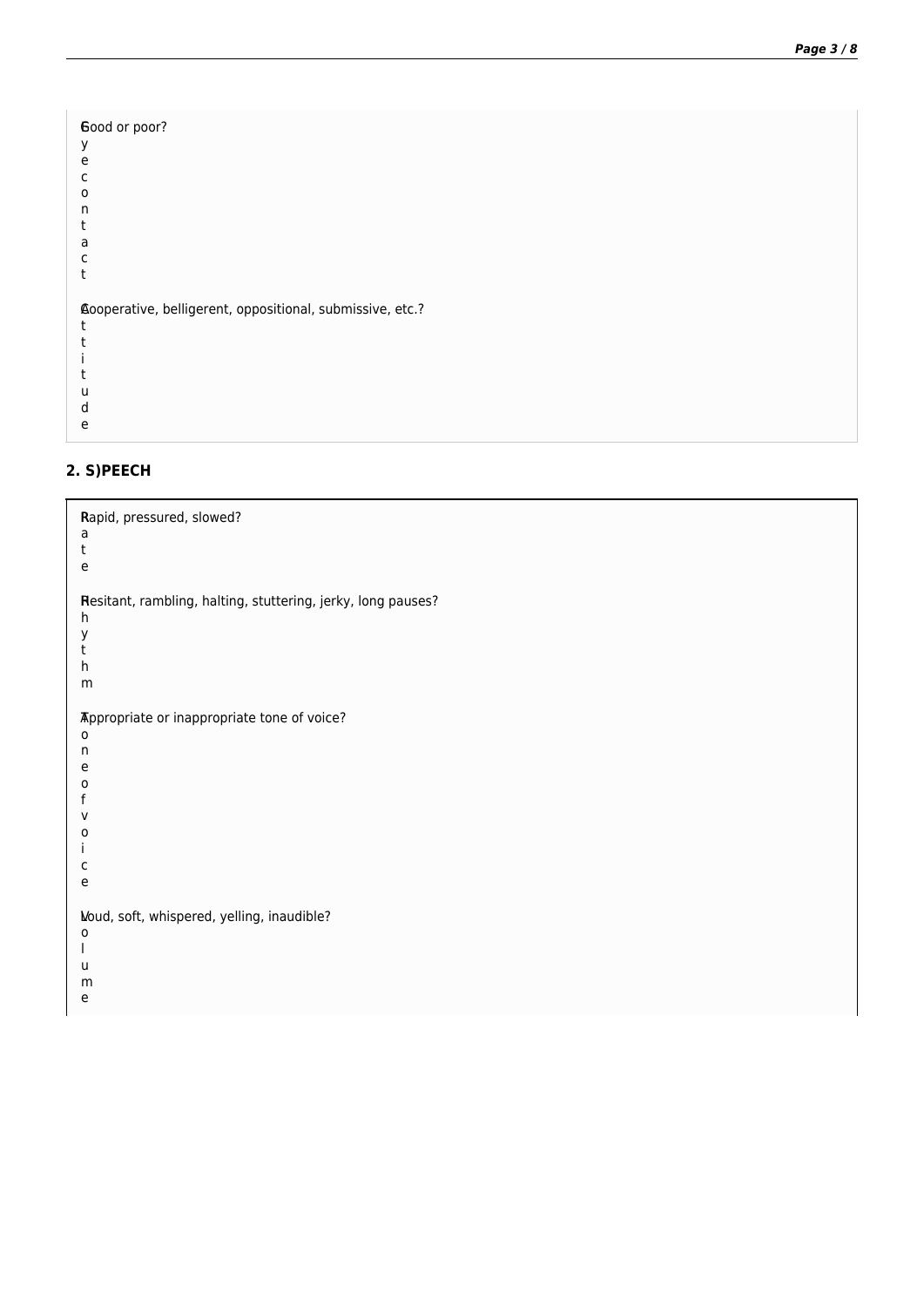**Eye contact**: Good or poor?

**Attitude**: Cooperative, belligerent, oppositional, submissive, etc.?

## 2. S)PEECH

**Rate**: Rapid, pressured, slowed?

**Rhythm**: Hesitant, rambling, halting, stuttering, jerky, long pauses?

**Tone of voice**: Appropriate or inappropriate tone of voice?

**Volume**: Loud, soft, whispered, yelling, inaudible?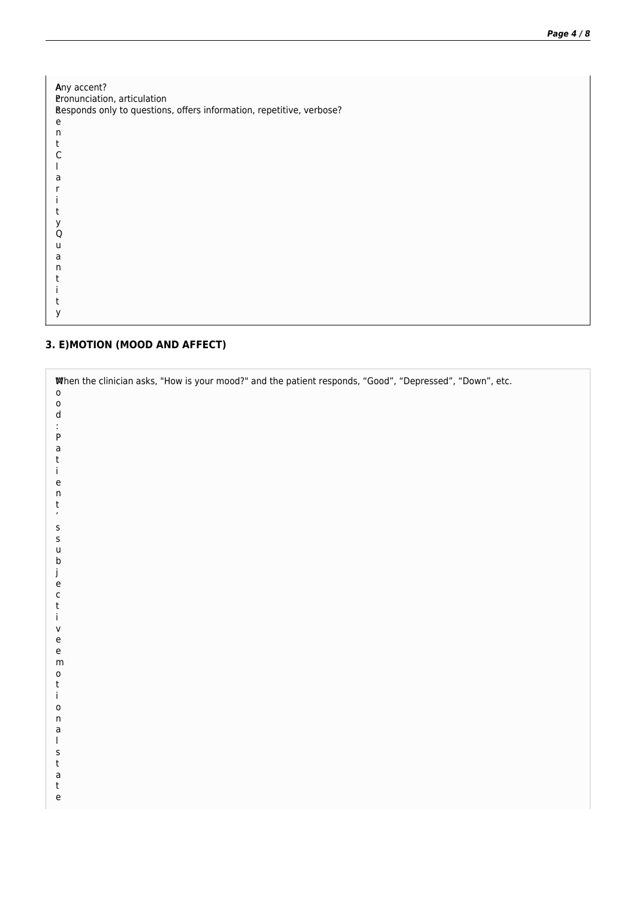| | |
|---|---|
| Accent | Any accent? |
| Clarity | Pronunciation, articulation |
| Quantity | Responds only to questions, offers information, repetitive, verbose? |

## 3. E)MOTION (MOOD AND AFFECT)

| | |
|---|---|
| Mood: Patient's subjective emotional state | When the clinician asks, "How is your mood?" and the patient responds, "Good", "Depressed", "Down", etc. |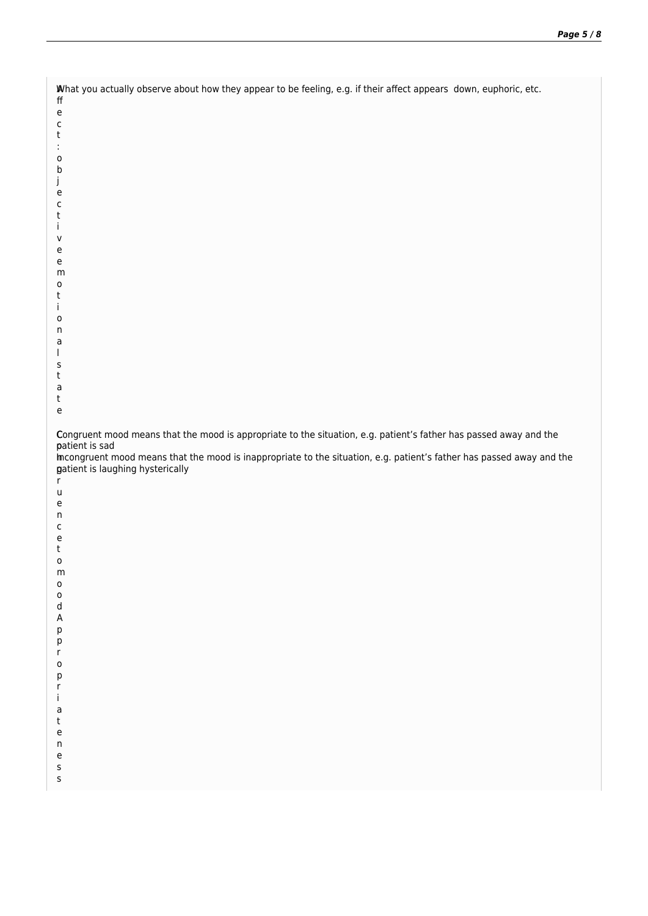| | |
|---|---|
| Affect: objective emotional state | What you actually observe about how they appear to be feeling, e.g. if their affect appears down, euphoric, etc. |
| Congruence to mood Appropriateness | Congruent mood means that the mood is appropriate to the situation, e.g. patient's father has passed away and the patient is sad<br>Incongruent mood means that the mood is inappropriate to the situation, e.g. patient's father has passed away and the patient is laughing hysterically |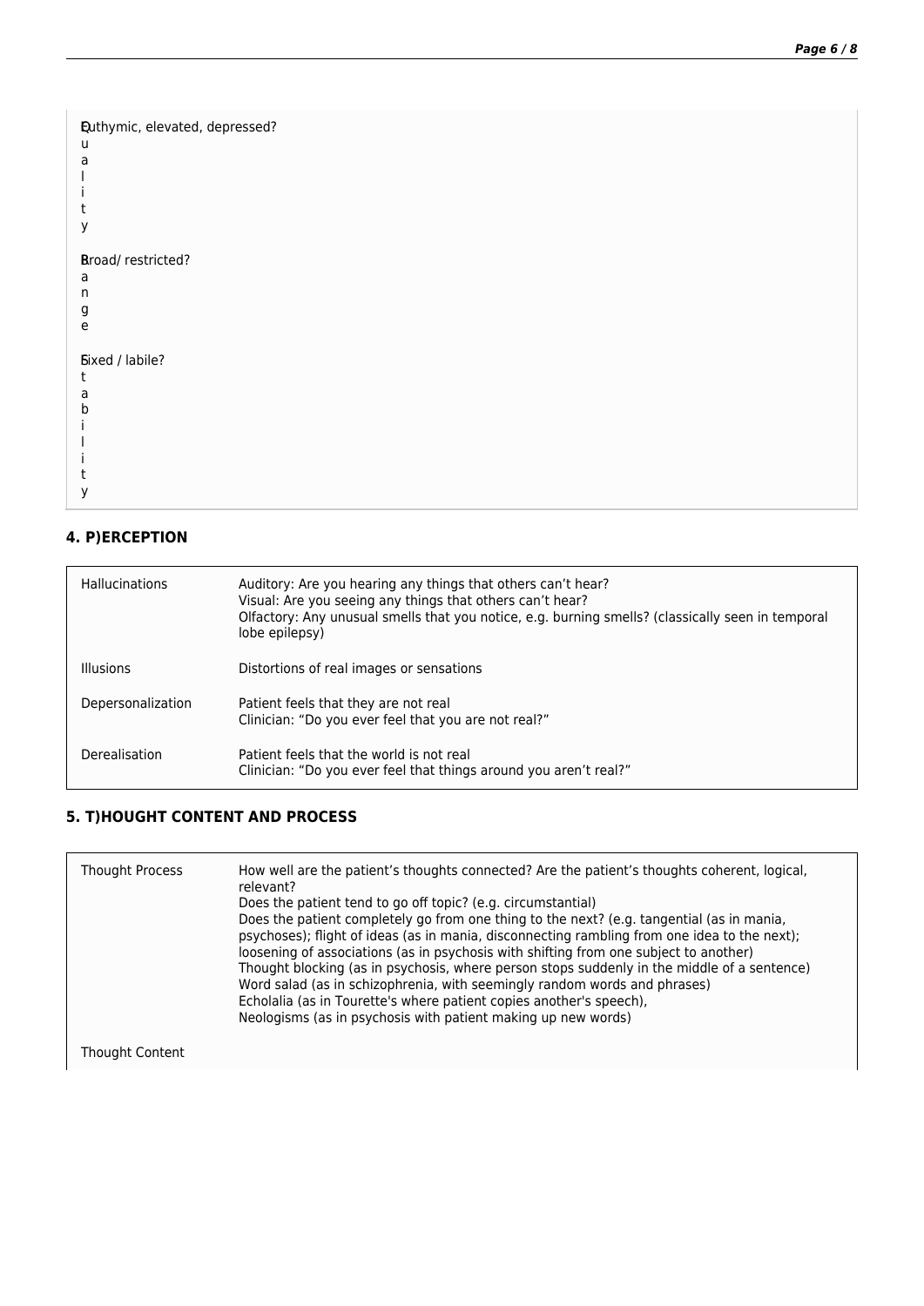| | |
|---|---|
| Quality | Euthymic, elevated, depressed? |
| Range | Broad/ restricted? |
| Stability | Fixed / labile? |

### 4. P)ERCEPTION

| | |
|---|---|
| Hallucinations | Auditory: Are you hearing any things that others can't hear?<br>Visual: Are you seeing any things that others can't hear?<br>Olfactory: Any unusual smells that you notice, e.g. burning smells? (classically seen in temporal lobe epilepsy) |
| Illusions | Distortions of real images or sensations |
| Depersonalization | Patient feels that they are not real<br>Clinician: "Do you ever feel that you are not real?" |
| Derealisation | Patient feels that the world is not real<br>Clinician: "Do you ever feel that things around you aren't real?" |

### 5. T)HOUGHT CONTENT AND PROCESS

| | |
|---|---|
| Thought Process | How well are the patient's thoughts connected? Are the patient's thoughts coherent, logical, relevant?<br>Does the patient tend to go off topic? (e.g. circumstantial)<br>Does the patient completely go from one thing to the next? (e.g. tangential (as in mania, psychoses); flight of ideas (as in mania, disconnecting rambling from one idea to the next); loosening of associations (as in psychosis with shifting from one subject to another)<br>Thought blocking (as in psychosis, where person stops suddenly in the middle of a sentence)<br>Word salad (as in schizophrenia, with seemingly random words and phrases)<br>Echolalia (as in Tourette's where patient copies another's speech),<br>Neologisms (as in psychosis with patient making up new words) |
| Thought Content | |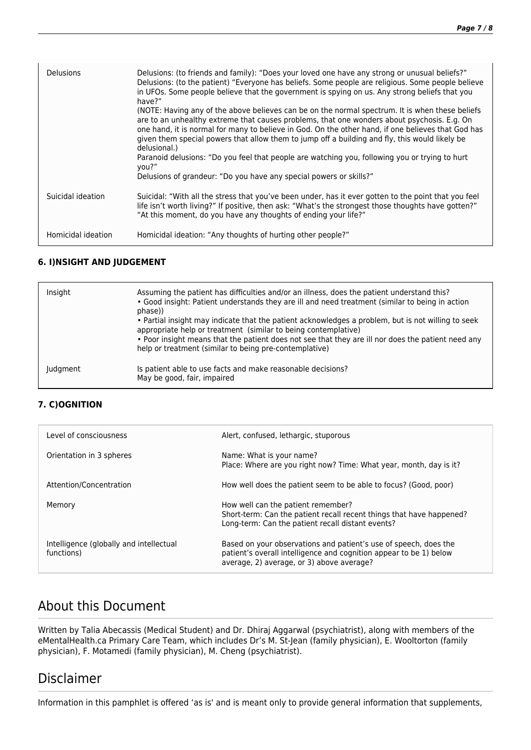| Delusions | Delusions: (to friends and family): “Does your loved one have any strong or unusual beliefs?” Delusions: (to the patient) “Everyone has beliefs. Some people are religious. Some people believe in UFOs. Some people believe that the government is spying on us. Any strong beliefs that you have?”<br>(NOTE: Having any of the above believes can be on the normal spectrum. It is when these beliefs are to an unhealthy extreme that causes problems, that one wonders about psychosis. E.g. On one hand, it is normal for many to believe in God. On the other hand, if one believes that God has given them special powers that allow them to jump off a building and fly, this would likely be delusional.)<br>Paranoid delusions: “Do you feel that people are watching you, following you or trying to hurt you?”<br>Delusions of grandeur: “Do you have any special powers or skills?” |
|---|---|
| Suicidal ideation | Suicidal: “With all the stress that you’ve been under, has it ever gotten to the point that you feel life isn’t worth living?” If positive, then ask: “What’s the strongest those thoughts have gotten?” “At this moment, do you have any thoughts of ending your life?” |
| Homicidal ideation | Homicidal ideation: “Any thoughts of hurting other people?” |

#### 6. I)NSIGHT AND JUDGEMENT

| Insight | Assuming the patient has difficulties and/or an illness, does the patient understand this?<br>• Good insight: Patient understands they are ill and need treatment (similar to being in action phase))<br>• Partial insight may indicate that the patient acknowledges a problem, but is not willing to seek appropriate help or treatment (similar to being contemplative)<br>• Poor insight means that the patient does not see that they are ill nor does the patient need any help or treatment (similar to being pre-contemplative) |
|---|---|
| Judgment | Is patient able to use facts and make reasonable decisions?<br>May be good, fair, impaired |

#### 7. C)OGNITION

| Level of consciousness | Alert, confused, lethargic, stuporous |
|---|---|
| Orientation in 3 spheres | Name: What is your name?<br>Place: Where are you right now? Time: What year, month, day is it? |
| Attention/Concentration | How well does the patient seem to be able to focus? (Good, poor) |
| Memory | How well can the patient remember?<br>Short-term: Can the patient recall recent things that have happened?<br>Long-term: Can the patient recall distant events? |
| Intelligence (globally and intellectual functions) | Based on your observations and patient’s use of speech, does the patient’s overall intelligence and cognition appear to be 1) below average, 2) average, or 3) above average? |

## About this Document

Written by Talia Abecassis (Medical Student) and Dr. Dhiraj Aggarwal (psychiatrist), along with members of the eMentalHealth.ca Primary Care Team, which includes Dr’s M. St-Jean (family physician), E. Wooltorton (family physician), F. Motamedi (family physician), M. Cheng (psychiatrist).

## Disclaimer

Information in this pamphlet is offered ‘as is' and is meant only to provide general information that supplements,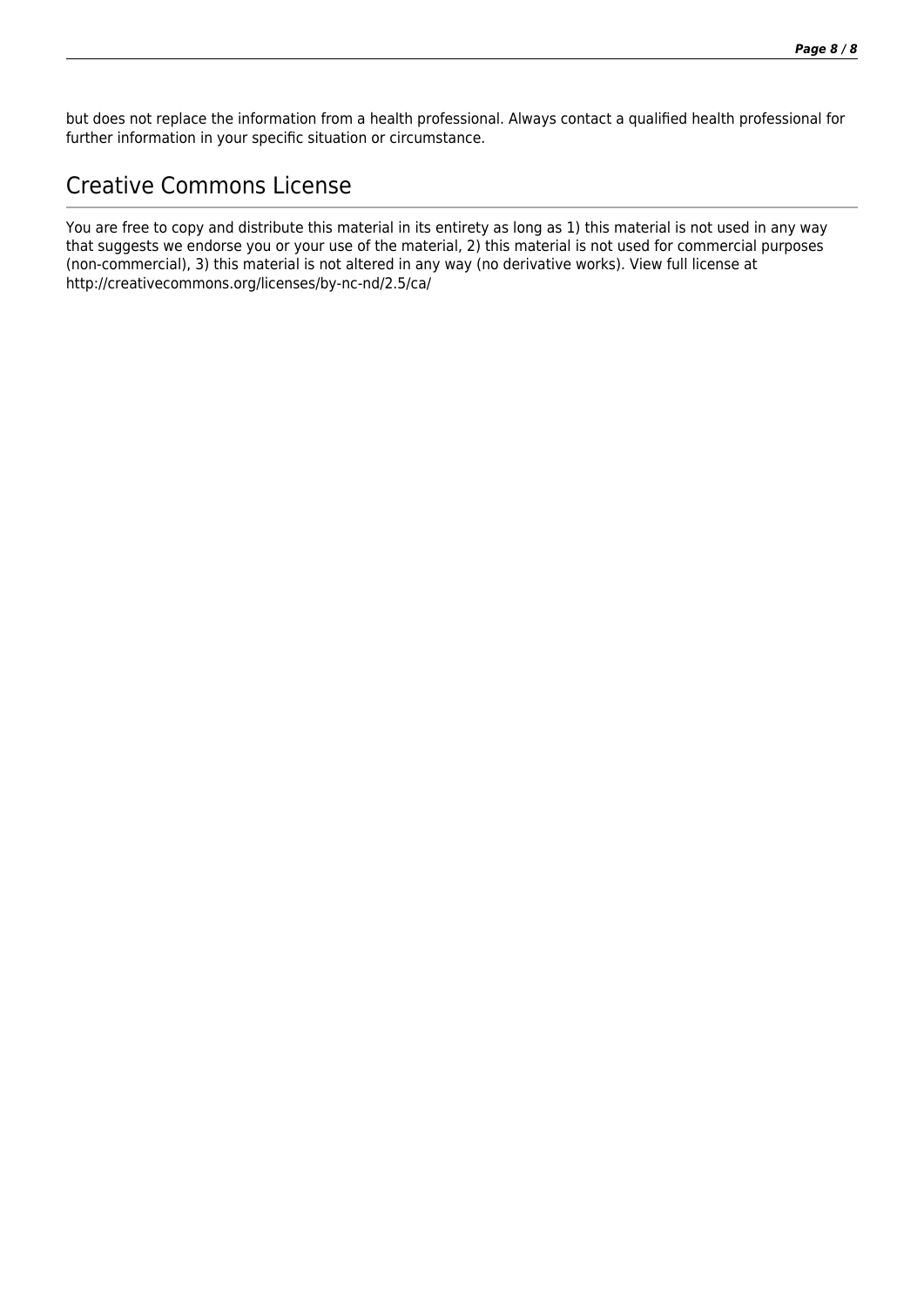but does not replace the information from a health professional. Always contact a qualified health professional for further information in your specific situation or circumstance.

## Creative Commons License

You are free to copy and distribute this material in its entirety as long as 1) this material is not used in any way that suggests we endorse you or your use of the material, 2) this material is not used for commercial purposes (non-commercial), 3) this material is not altered in any way (no derivative works). View full license at http://creativecommons.org/licenses/by-nc-nd/2.5/ca/